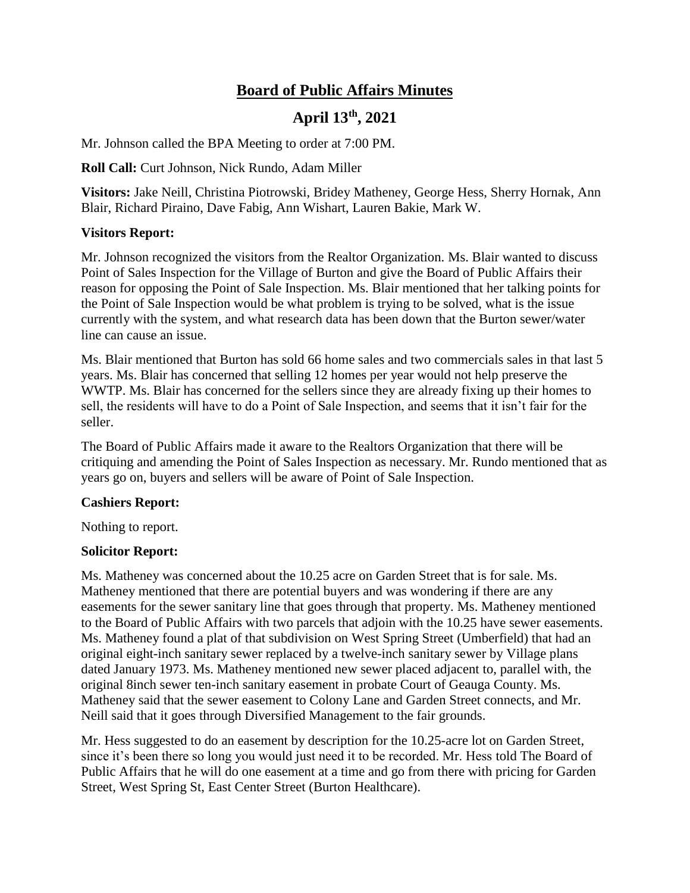# **Board of Public Affairs Minutes**

## **April 13th, 2021**

Mr. Johnson called the BPA Meeting to order at 7:00 PM.

**Roll Call:** Curt Johnson, Nick Rundo, Adam Miller

**Visitors:** Jake Neill, Christina Piotrowski, Bridey Matheney, George Hess, Sherry Hornak, Ann Blair, Richard Piraino, Dave Fabig, Ann Wishart, Lauren Bakie, Mark W.

**Visitors Report:**

Mr. Johnson recognized the visitors from the Realtor Organization. Ms. Blair wanted to discuss Point of Sales Inspection for the Village of Burton and give the Board of Public Affairs their reason for opposing the Point of Sale Inspection. Ms. Blair mentioned that her talking points for the Point of Sale Inspection would be what problem is trying to be solved, what is the issue currently with the system, and what research data has been down that the Burton sewer/water line can cause an issue.

Ms. Blair mentioned that Burton has sold 66 home sales and two commercials sales in that last 5 years. Ms. Blair has concerned that selling 12 homes per year would not help preserve the WWTP. Ms. Blair has concerned for the sellers since they are already fixing up their homes to sell, the residents will have to do a Point of Sale Inspection, and seems that it isn't fair for the seller.

The Board of Public Affairs made it aware to the Realtors Organization that there will be critiquing and amending the Point of Sales Inspection as necessary. Mr. Rundo mentioned that as years go on, buyers and sellers will be aware of Point of Sale Inspection.

**Cashiers Report:**

Nothing to report.

**Solicitor Report:**

Ms. Matheney was concerned about the 10.25 acre on Garden Street that is for sale. Ms. Matheney mentioned that there are potential buyers and was wondering if there are any easements for the sewer sanitary line that goes through that property. Ms. Matheney mentioned to the Board of Public Affairs with two parcels that adjoin with the 10.25 have sewer easements. Ms. Matheney found a plat of that subdivision on West Spring Street (Umberfield) that had an original eight-inch sanitary sewer replaced by a twelve-inch sanitary sewer by Village plans dated January 1973. Ms. Matheney mentioned new sewer placed adjacent to, parallel with, the original 8inch sewer ten-inch sanitary easement in probate Court of Geauga County. Ms. Matheney said that the sewer easement to Colony Lane and Garden Street connects, and Mr. Neill said that it goes through Diversified Management to the fair grounds.

Mr. Hess suggested to do an easement by description for the 10.25-acre lot on Garden Street, since it's been there so long you would just need it to be recorded. Mr. Hess told The Board of Public Affairs that he will do one easement at a time and go from there with pricing for Garden Street, West Spring St, East Center Street (Burton Healthcare).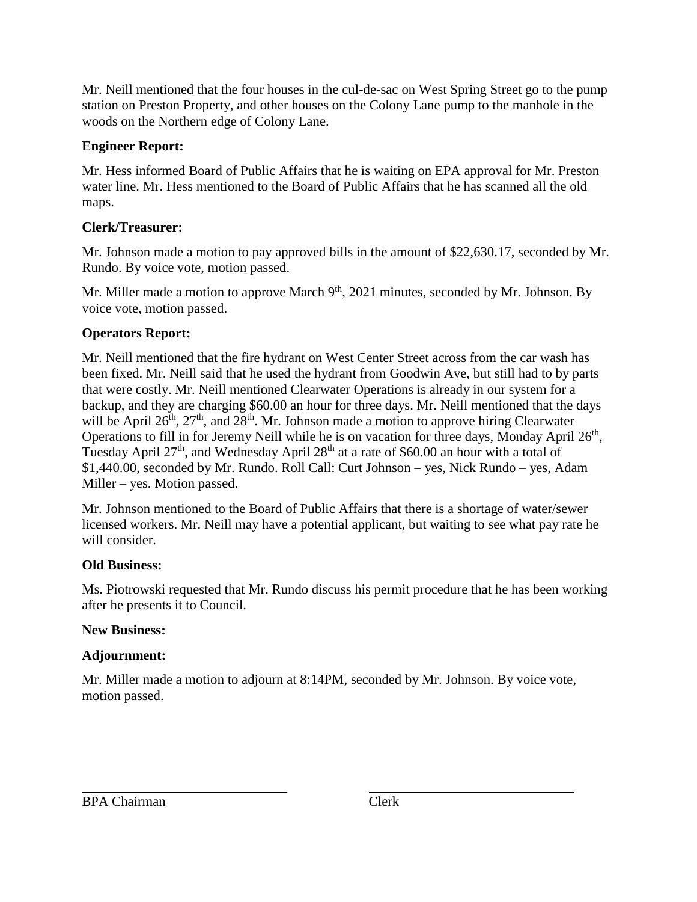Mr. Neill mentioned that the four houses in the cul-de-sac on West Spring Street go to the pump station on Preston Property, and other houses on the Colony Lane pump to the manhole in the woods on the Northern edge of Colony Lane.

**Engineer Report:**

Mr. Hess informed Board of Public Affairs that he is waiting on EPA approval for Mr. Preston water line. Mr. Hess mentioned to the Board of Public Affairs that he has scanned all the old maps.

**Clerk/Treasurer:**

Mr. Johnson made a motion to pay approved bills in the amount of $22,630.17, seconded by Mr. Rundo. By voice vote, motion passed.

Mr. Miller made a motion to approve March 9th, 2021 minutes, seconded by Mr. Johnson. By voice vote, motion passed.

**Operators Report:**

Mr. Neill mentioned that the fire hydrant on West Center Street across from the car wash has been fixed. Mr. Neill said that he used the hydrant from Goodwin Ave, but still had to by parts that were costly. Mr. Neill mentioned Clearwater Operations is already in our system for a backup, and they are charging $60.00 an hour for three days. Mr. Neill mentioned that the days will be April 26th, 27th, and 28th. Mr. Johnson made a motion to approve hiring Clearwater Operations to fill in for Jeremy Neill while he is on vacation for three days, Monday April 26th, Tuesday April 27th, and Wednesday April 28th at a rate of $60.00 an hour with a total of $1,440.00, seconded by Mr. Rundo. Roll Call: Curt Johnson – yes, Nick Rundo – yes, Adam Miller – yes. Motion passed.

Mr. Johnson mentioned to the Board of Public Affairs that there is a shortage of water/sewer licensed workers. Mr. Neill may have a potential applicant, but waiting to see what pay rate he will consider.

**Old Business:**

Ms. Piotrowski requested that Mr. Rundo discuss his permit procedure that he has been working after he presents it to Council.

**New Business:**

**Adjournment:**

Mr. Miller made a motion to adjourn at 8:14PM, seconded by Mr. Johnson. By voice vote, motion passed.

\_\_\_\_\_\_\_\_\_\_\_\_\_\_\_\_\_\_\_\_\_\_\_\_\_\_\_\_\_\_ \_\_\_\_\_\_\_\_\_\_\_\_\_\_\_\_\_\_\_\_\_\_\_\_\_\_\_\_\_\_

BPA Chairman Clerk